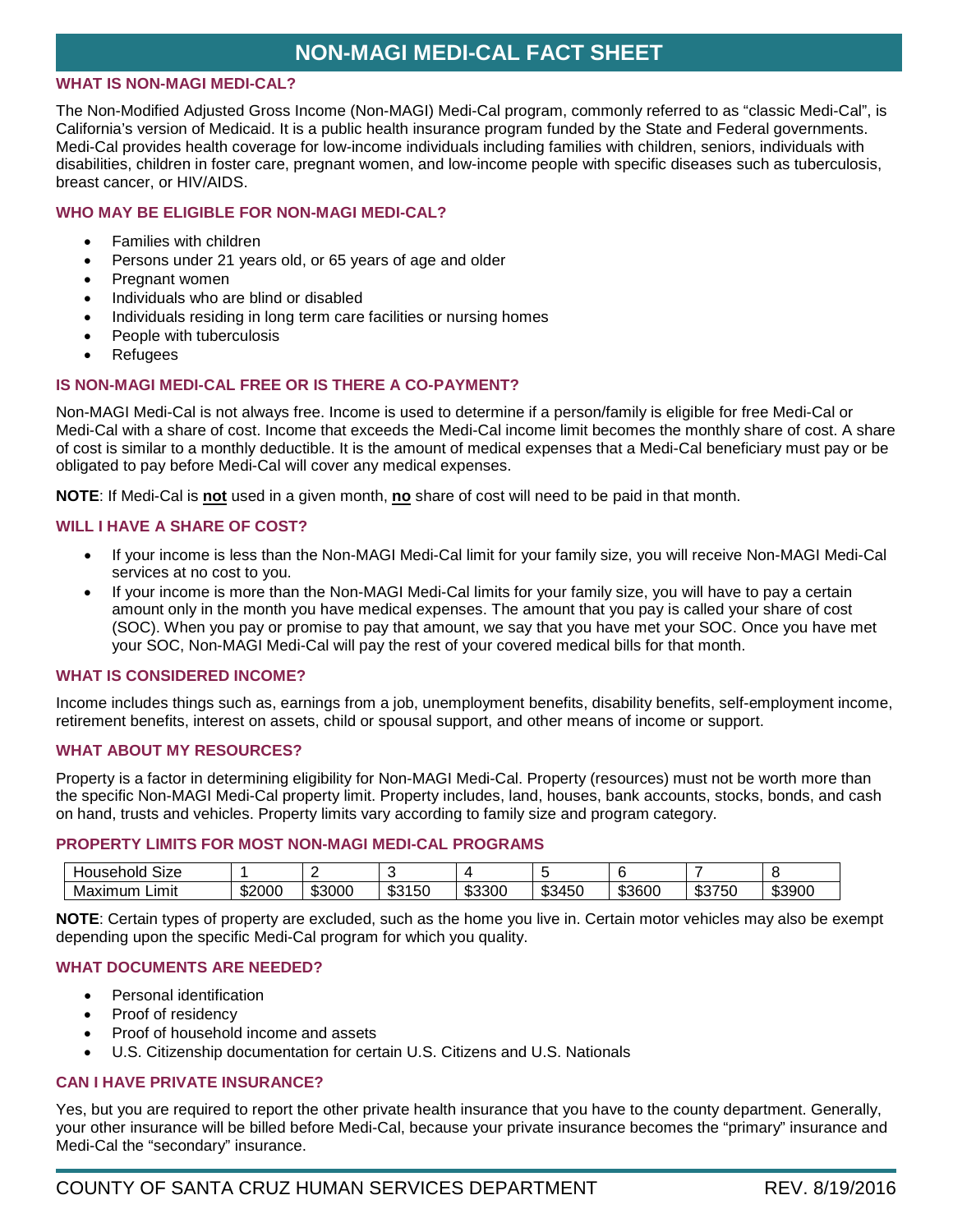# NON-MAGI MEDI-CAL FACT SHEET

### WHAT IS NON-MAGI MEDI-CAL?

The Non-Modified Adjusted Gross Income (Non-MAGI) Medi-Cal program, commonly referred to as "classic Medi-Cal", is California's version of Medicaid. It is a public health insurance program funded by the State and Federal governments. Medi-Cal provides health coverage for low-income individuals including families with children, seniors, individuals with disabilities, children in foster care, pregnant women, and low-income people with specific diseases such as tuberculosis, breast cancer, or HIV/AIDS.

### WHO MAY BE ELIGIBLE FOR NON-MAGI MEDI-CAL?

- Families with children
- Persons under 21 years old, or 65 years of age and older
- Pregnant women
- Individuals who are blind or disabled
- Individuals residing in long term care facilities or nursing homes
- People with tuberculosis
- Refugees

### IS NON-MAGI MEDI-CAL FREE OR IS THERE A CO-PAYMENT?

Non-MAGI Medi-Cal is not always free. Income is used to determine if a person/family is eligible for free Medi-Cal or Medi-Cal with a share of cost. Income that exceeds the Medi-Cal income limit becomes the monthly share of cost. A share of cost is similar to a monthly deductible. It is the amount of medical expenses that a Medi-Cal beneficiary must pay or be obligated to pay before Medi-Cal will cover any medical expenses.

**NOTE**: If Medi-Cal is **not** used in a given month, **no** share of cost will need to be paid in that month.

### WILL I HAVE A SHARE OF COST?

- If your income is less than the Non-MAGI Medi-Cal limit for your family size, you will receive Non-MAGI Medi-Cal services at no cost to you.
- If your income is more than the Non-MAGI Medi-Cal limits for your family size, you will have to pay a certain amount only in the month you have medical expenses. The amount that you pay is called your share of cost (SOC). When you pay or promise to pay that amount, we say that you have met your SOC. Once you have met your SOC, Non-MAGI Medi-Cal will pay the rest of your covered medical bills for that month.

### WHAT IS CONSIDERED INCOME?

Income includes things such as, earnings from a job, unemployment benefits, disability benefits, self-employment income, retirement benefits, interest on assets, child or spousal support, and other means of income or support.

### WHAT ABOUT MY RESOURCES?

Property is a factor in determining eligibility for Non-MAGI Medi-Cal. Property (resources) must not be worth more than the specific Non-MAGI Medi-Cal property limit. Property includes, land, houses, bank accounts, stocks, bonds, and cash on hand, trusts and vehicles. Property limits vary according to family size and program category.

### PROPERTY LIMITS FOR MOST NON-MAGI MEDI-CAL PROGRAMS

| Household Size | 1 | 2 | 3 | 4 | 5 | 6 | 7 | 8 |
|---|---|---|---|---|---|---|---|---|
| Maximum Limit | $2000 | $3000 | $3150 | $3300 | $3450 | $3600 | $3750 | $3900 |

**NOTE**: Certain types of property are excluded, such as the home you live in. Certain motor vehicles may also be exempt depending upon the specific Medi-Cal program for which you quality.

### WHAT DOCUMENTS ARE NEEDED?

- Personal identification
- Proof of residency
- Proof of household income and assets
- U.S. Citizenship documentation for certain U.S. Citizens and U.S. Nationals

### CAN I HAVE PRIVATE INSURANCE?

Yes, but you are required to report the other private health insurance that you have to the county department. Generally, your other insurance will be billed before Medi-Cal, because your private insurance becomes the "primary" insurance and Medi-Cal the "secondary" insurance.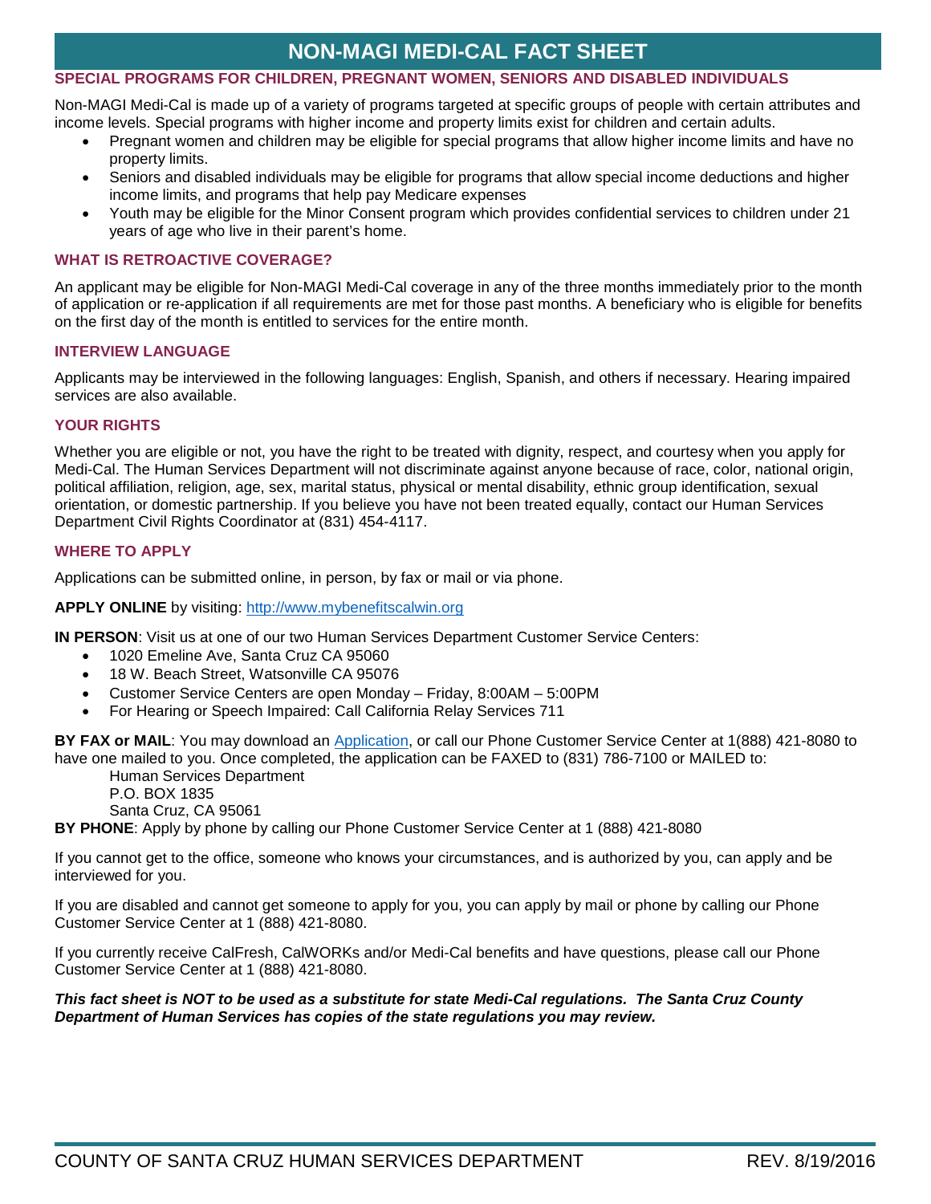# NON-MAGI MEDI-CAL FACT SHEET

## SPECIAL PROGRAMS FOR CHILDREN, PREGNANT WOMEN, SENIORS AND DISABLED INDIVIDUALS

Non-MAGI Medi-Cal is made up of a variety of programs targeted at specific groups of people with certain attributes and income levels. Special programs with higher income and property limits exist for children and certain adults.

- Pregnant women and children may be eligible for special programs that allow higher income limits and have no property limits.
- Seniors and disabled individuals may be eligible for programs that allow special income deductions and higher income limits, and programs that help pay Medicare expenses
- Youth may be eligible for the Minor Consent program which provides confidential services to children under 21 years of age who live in their parent's home.

## WHAT IS RETROACTIVE COVERAGE?

An applicant may be eligible for Non-MAGI Medi-Cal coverage in any of the three months immediately prior to the month of application or re-application if all requirements are met for those past months. A beneficiary who is eligible for benefits on the first day of the month is entitled to services for the entire month.

## INTERVIEW LANGUAGE

Applicants may be interviewed in the following languages: English, Spanish, and others if necessary. Hearing impaired services are also available.

## YOUR RIGHTS

Whether you are eligible or not, you have the right to be treated with dignity, respect, and courtesy when you apply for Medi-Cal. The Human Services Department will not discriminate against anyone because of race, color, national origin, political affiliation, religion, age, sex, marital status, physical or mental disability, ethnic group identification, sexual orientation, or domestic partnership. If you believe you have not been treated equally, contact our Human Services Department Civil Rights Coordinator at (831) 454-4117.

## WHERE TO APPLY

Applications can be submitted online, in person, by fax or mail or via phone.

**APPLY ONLINE** by visiting: [http://www.mybenefitscalwin.org](http://www.mybenefitscalwin.org)

**IN PERSON**: Visit us at one of our two Human Services Department Customer Service Centers:

- 1020 Emeline Ave, Santa Cruz CA 95060
- 18 W. Beach Street, Watsonville CA 95076
- Customer Service Centers are open Monday – Friday, 8:00AM – 5:00PM
- For Hearing or Speech Impaired: Call California Relay Services 711

**BY FAX or MAIL**: You may download an Application, or call our Phone Customer Service Center at 1(888) 421-8080 to have one mailed to you. Once completed, the application can be FAXED to (831) 786-7100 or MAILED to:

Human Services Department
P.O. BOX 1835
Santa Cruz, CA 95061

**BY PHONE**: Apply by phone by calling our Phone Customer Service Center at 1 (888) 421-8080

If you cannot get to the office, someone who knows your circumstances, and is authorized by you, can apply and be interviewed for you.

If you are disabled and cannot get someone to apply for you, you can apply by mail or phone by calling our Phone Customer Service Center at 1 (888) 421-8080.

If you currently receive CalFresh, CalWORKs and/or Medi-Cal benefits and have questions, please call our Phone Customer Service Center at 1 (888) 421-8080.

***This fact sheet is NOT to be used as a substitute for state Medi-Cal regulations. The Santa Cruz County Department of Human Services has copies of the state regulations you may review.***

COUNTY OF SANTA CRUZ HUMAN SERVICES DEPARTMENT REV. 8/19/2016